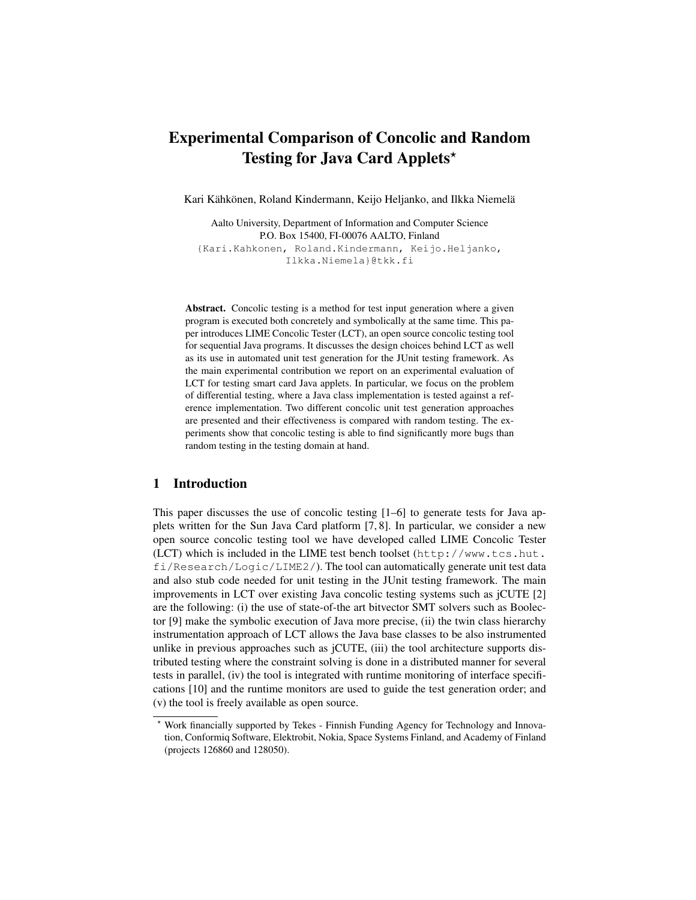# Experimental Comparison of Concolic and Random Testing for Java Card Applets*

Kari Kähkönen, Roland Kindermann, Keijo Heljanko, and Ilkka Niemelä

Aalto University, Department of Information and Computer Science
P.O. Box 15400, FI-00076 AALTO, Finland
{Kari.Kahkonen, Roland.Kindermann, Keijo.Heljanko, Ilkka.Niemela}@tkk.fi

**Abstract.** Concolic testing is a method for test input generation where a given program is executed both concretely and symbolically at the same time. This paper introduces LIME Concolic Tester (LCT), an open source concolic testing tool for sequential Java programs. It discusses the design choices behind LCT as well as its use in automated unit test generation for the JUnit testing framework. As the main experimental contribution we report on an experimental evaluation of LCT for testing smart card Java applets. In particular, we focus on the problem of differential testing, where a Java class implementation is tested against a reference implementation. Two different concolic unit test generation approaches are presented and their effectiveness is compared with random testing. The experiments show that concolic testing is able to find significantly more bugs than random testing in the testing domain at hand.

## 1 Introduction

This paper discusses the use of concolic testing [1–6] to generate tests for Java applets written for the Sun Java Card platform [7, 8]. In particular, we consider a new open source concolic testing tool we have developed called LIME Concolic Tester (LCT) which is included in the LIME test bench toolset (http://www.tcs.hut.fi/Research/Logic/LIME2/). The tool can automatically generate unit test data and also stub code needed for unit testing in the JUnit testing framework. The main improvements in LCT over existing Java concolic testing systems such as jCUTE [2] are the following: (i) the use of state-of-the art bitvector SMT solvers such as Boolector [9] make the symbolic execution of Java more precise, (ii) the twin class hierarchy instrumentation approach of LCT allows the Java base classes to be also instrumented unlike in previous approaches such as jCUTE, (iii) the tool architecture supports distributed testing where the constraint solving is done in a distributed manner for several tests in parallel, (iv) the tool is integrated with runtime monitoring of interface specifications [10] and the runtime monitors are used to guide the test generation order; and (v) the tool is freely available as open source.

* Work financially supported by Tekes - Finnish Funding Agency for Technology and Innovation, Conformiq Software, Elektrobit, Nokia, Space Systems Finland, and Academy of Finland (projects 126860 and 128050).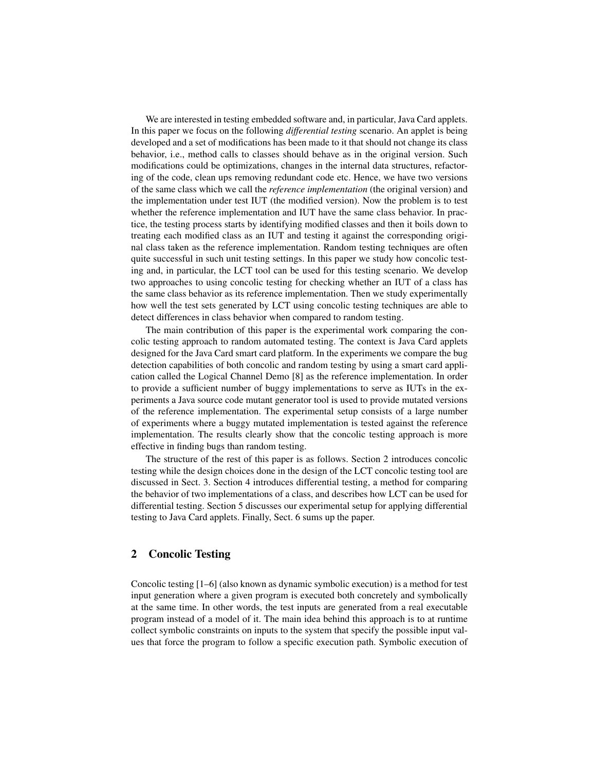We are interested in testing embedded software and, in particular, Java Card applets. In this paper we focus on the following *differential testing* scenario. An applet is being developed and a set of modifications has been made to it that should not change its class behavior, i.e., method calls to classes should behave as in the original version. Such modifications could be optimizations, changes in the internal data structures, refactoring of the code, clean ups removing redundant code etc. Hence, we have two versions of the same class which we call the *reference implementation* (the original version) and the implementation under test IUT (the modified version). Now the problem is to test whether the reference implementation and IUT have the same class behavior. In practice, the testing process starts by identifying modified classes and then it boils down to treating each modified class as an IUT and testing it against the corresponding original class taken as the reference implementation. Random testing techniques are often quite successful in such unit testing settings. In this paper we study how concolic testing and, in particular, the LCT tool can be used for this testing scenario. We develop two approaches to using concolic testing for checking whether an IUT of a class has the same class behavior as its reference implementation. Then we study experimentally how well the test sets generated by LCT using concolic testing techniques are able to detect differences in class behavior when compared to random testing.

The main contribution of this paper is the experimental work comparing the concolic testing approach to random automated testing. The context is Java Card applets designed for the Java Card smart card platform. In the experiments we compare the bug detection capabilities of both concolic and random testing by using a smart card application called the Logical Channel Demo [8] as the reference implementation. In order to provide a sufficient number of buggy implementations to serve as IUTs in the experiments a Java source code mutant generator tool is used to provide mutated versions of the reference implementation. The experimental setup consists of a large number of experiments where a buggy mutated implementation is tested against the reference implementation. The results clearly show that the concolic testing approach is more effective in finding bugs than random testing.

The structure of the rest of this paper is as follows. Section 2 introduces concolic testing while the design choices done in the design of the LCT concolic testing tool are discussed in Sect. 3. Section 4 introduces differential testing, a method for comparing the behavior of two implementations of a class, and describes how LCT can be used for differential testing. Section 5 discusses our experimental setup for applying differential testing to Java Card applets. Finally, Sect. 6 sums up the paper.

## 2 Concolic Testing

Concolic testing [1–6] (also known as dynamic symbolic execution) is a method for test input generation where a given program is executed both concretely and symbolically at the same time. In other words, the test inputs are generated from a real executable program instead of a model of it. The main idea behind this approach is to at runtime collect symbolic constraints on inputs to the system that specify the possible input values that force the program to follow a specific execution path. Symbolic execution of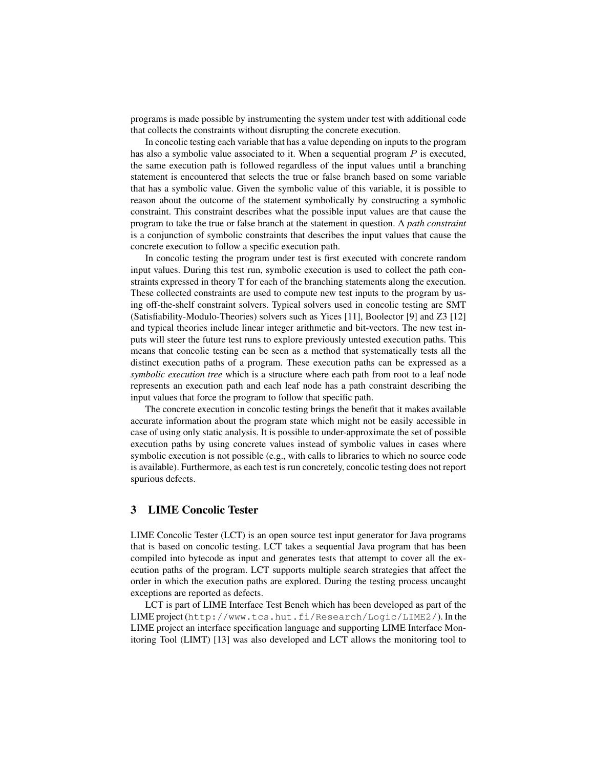programs is made possible by instrumenting the system under test with additional code that collects the constraints without disrupting the concrete execution.

In concolic testing each variable that has a value depending on inputs to the program has also a symbolic value associated to it. When a sequential program $P$ is executed, the same execution path is followed regardless of the input values until a branching statement is encountered that selects the true or false branch based on some variable that has a symbolic value. Given the symbolic value of this variable, it is possible to reason about the outcome of the statement symbolically by constructing a symbolic constraint. This constraint describes what the possible input values are that cause the program to take the true or false branch at the statement in question. A *path constraint* is a conjunction of symbolic constraints that describes the input values that cause the concrete execution to follow a specific execution path.

In concolic testing the program under test is first executed with concrete random input values. During this test run, symbolic execution is used to collect the path constraints expressed in theory T for each of the branching statements along the execution. These collected constraints are used to compute new test inputs to the program by using off-the-shelf constraint solvers. Typical solvers used in concolic testing are SMT (Satisfiability-Modulo-Theories) solvers such as Yices [11], Boolector [9] and Z3 [12] and typical theories include linear integer arithmetic and bit-vectors. The new test inputs will steer the future test runs to explore previously untested execution paths. This means that concolic testing can be seen as a method that systematically tests all the distinct execution paths of a program. These execution paths can be expressed as a *symbolic execution tree* which is a structure where each path from root to a leaf node represents an execution path and each leaf node has a path constraint describing the input values that force the program to follow that specific path.

The concrete execution in concolic testing brings the benefit that it makes available accurate information about the program state which might not be easily accessible in case of using only static analysis. It is possible to under-approximate the set of possible execution paths by using concrete values instead of symbolic values in cases where symbolic execution is not possible (e.g., with calls to libraries to which no source code is available). Furthermore, as each test is run concretely, concolic testing does not report spurious defects.

## 3 LIME Concolic Tester

LIME Concolic Tester (LCT) is an open source test input generator for Java programs that is based on concolic testing. LCT takes a sequential Java program that has been compiled into bytecode as input and generates tests that attempt to cover all the execution paths of the program. LCT supports multiple search strategies that affect the order in which the execution paths are explored. During the testing process uncaught exceptions are reported as defects.

LCT is part of LIME Interface Test Bench which has been developed as part of the LIME project (`http://www.tcs.hut.fi/Research/Logic/LIME2/`). In the LIME project an interface specification language and supporting LIME Interface Monitoring Tool (LIMT) [13] was also developed and LCT allows the monitoring tool to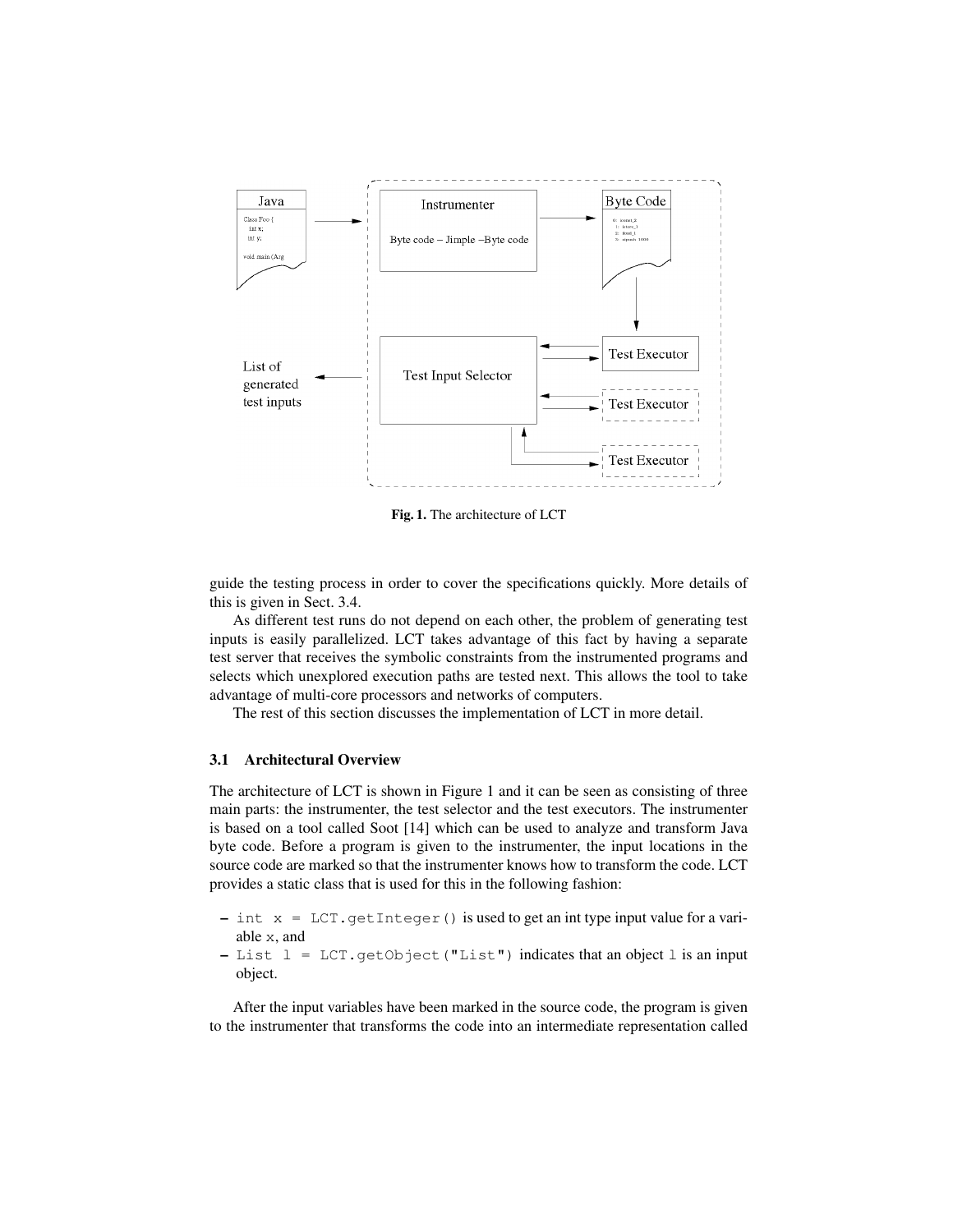Fig. 1. The architecture of LCT

guide the testing process in order to cover the specifications quickly. More details of this is given in Sect. 3.4.

As different test runs do not depend on each other, the problem of generating test inputs is easily parallelized. LCT takes advantage of this fact by having a separate test server that receives the symbolic constraints from the instrumented programs and selects which unexplored execution paths are tested next. This allows the tool to take advantage of multi-core processors and networks of computers.

The rest of this section discusses the implementation of LCT in more detail.

### 3.1 Architectural Overview

The architecture of LCT is shown in Figure 1 and it can be seen as consisting of three main parts: the instrumenter, the test selector and the test executors. The instrumenter is based on a tool called Soot [14] which can be used to analyze and transform Java byte code. Before a program is given to the instrumenter, the input locations in the source code are marked so that the instrumenter knows how to transform the code. LCT provides a static class that is used for this in the following fashion:

- `int x = LCT.getInteger()` is used to get an int type input value for a variable `x`, and
- `List l = LCT.getObject("List")` indicates that an object `l` is an input object.

After the input variables have been marked in the source code, the program is given to the instrumenter that transforms the code into an intermediate representation called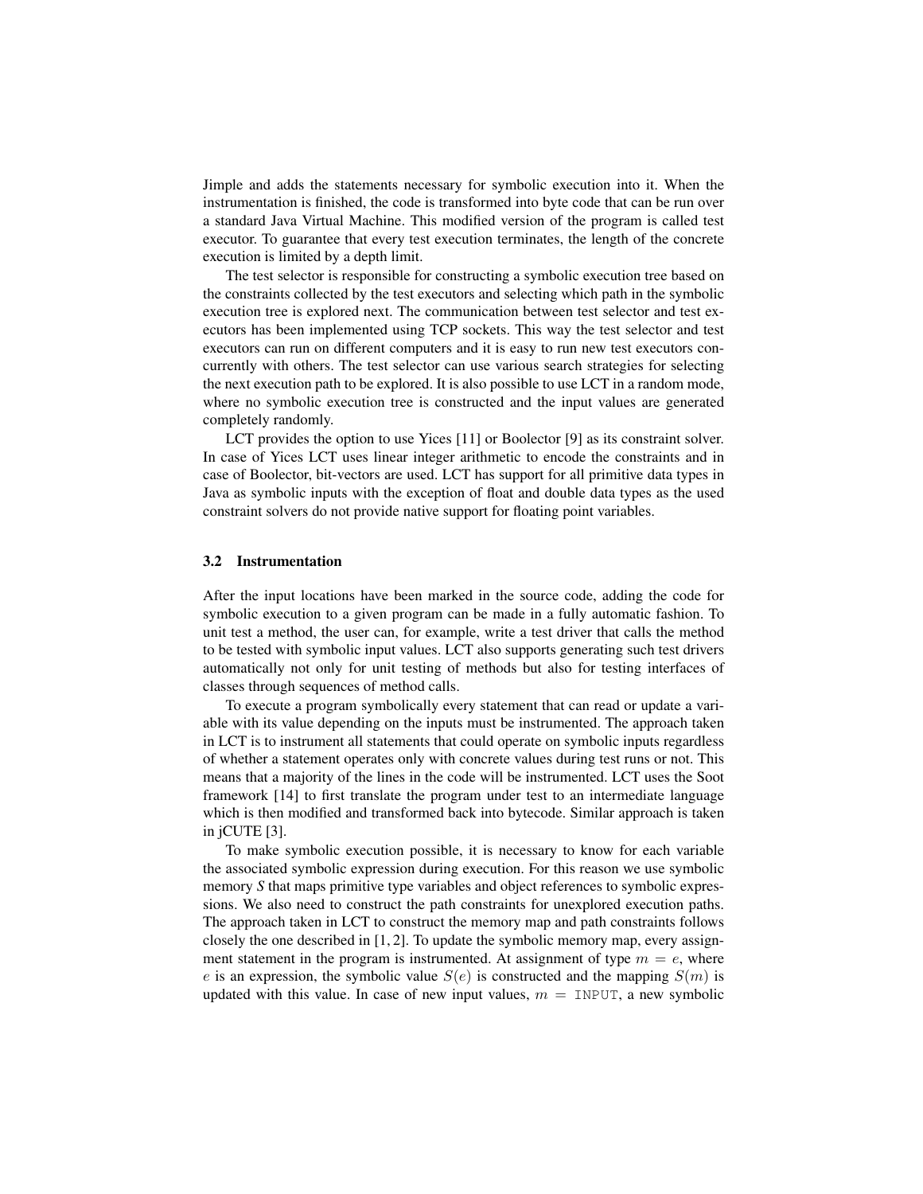Jimple and adds the statements necessary for symbolic execution into it. When the instrumentation is finished, the code is transformed into byte code that can be run over a standard Java Virtual Machine. This modified version of the program is called test executor. To guarantee that every test execution terminates, the length of the concrete execution is limited by a depth limit.

The test selector is responsible for constructing a symbolic execution tree based on the constraints collected by the test executors and selecting which path in the symbolic execution tree is explored next. The communication between test selector and test executors has been implemented using TCP sockets. This way the test selector and test executors can run on different computers and it is easy to run new test executors concurrently with others. The test selector can use various search strategies for selecting the next execution path to be explored. It is also possible to use LCT in a random mode, where no symbolic execution tree is constructed and the input values are generated completely randomly.

LCT provides the option to use Yices [11] or Boolector [9] as its constraint solver. In case of Yices LCT uses linear integer arithmetic to encode the constraints and in case of Boolector, bit-vectors are used. LCT has support for all primitive data types in Java as symbolic inputs with the exception of float and double data types as the used constraint solvers do not provide native support for floating point variables.

### 3.2 Instrumentation

After the input locations have been marked in the source code, adding the code for symbolic execution to a given program can be made in a fully automatic fashion. To unit test a method, the user can, for example, write a test driver that calls the method to be tested with symbolic input values. LCT also supports generating such test drivers automatically not only for unit testing of methods but also for testing interfaces of classes through sequences of method calls.

To execute a program symbolically every statement that can read or update a variable with its value depending on the inputs must be instrumented. The approach taken in LCT is to instrument all statements that could operate on symbolic inputs regardless of whether a statement operates only with concrete values during test runs or not. This means that a majority of the lines in the code will be instrumented. LCT uses the Soot framework [14] to first translate the program under test to an intermediate language which is then modified and transformed back into bytecode. Similar approach is taken in jCUTE [3].

To make symbolic execution possible, it is necessary to know for each variable the associated symbolic expression during execution. For this reason we use symbolic memory *S* that maps primitive type variables and object references to symbolic expressions. We also need to construct the path constraints for unexplored execution paths. The approach taken in LCT to construct the memory map and path constraints follows closely the one described in [1, 2]. To update the symbolic memory map, every assignment statement in the program is instrumented. At assignment of type $m = e$, where $e$ is an expression, the symbolic value $S(e)$ is constructed and the mapping $S(m)$ is updated with this value. In case of new input values, $m = \texttt{INPUT}$, a new symbolic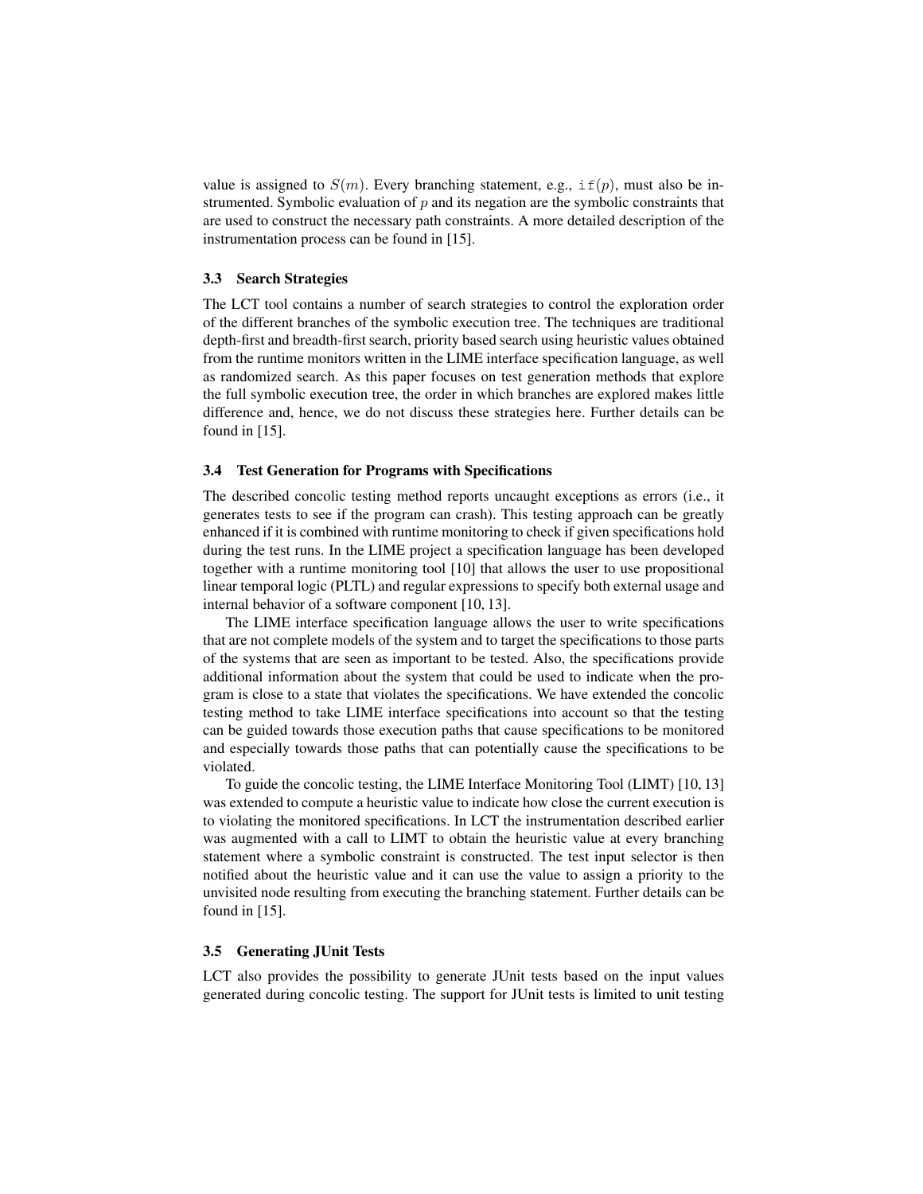value is assigned to $S(m)$. Every branching statement, e.g., $\texttt{if}(p)$, must also be instrumented. Symbolic evaluation of $p$ and its negation are the symbolic constraints that are used to construct the necessary path constraints. A more detailed description of the instrumentation process can be found in [15].

### 3.3 Search Strategies

The LCT tool contains a number of search strategies to control the exploration order of the different branches of the symbolic execution tree. The techniques are traditional depth-first and breadth-first search, priority based search using heuristic values obtained from the runtime monitors written in the LIME interface specification language, as well as randomized search. As this paper focuses on test generation methods that explore the full symbolic execution tree, the order in which branches are explored makes little difference and, hence, we do not discuss these strategies here. Further details can be found in [15].

### 3.4 Test Generation for Programs with Specifications

The described concolic testing method reports uncaught exceptions as errors (i.e., it generates tests to see if the program can crash). This testing approach can be greatly enhanced if it is combined with runtime monitoring to check if given specifications hold during the test runs. In the LIME project a specification language has been developed together with a runtime monitoring tool [10] that allows the user to use propositional linear temporal logic (PLTL) and regular expressions to specify both external usage and internal behavior of a software component [10, 13].

The LIME interface specification language allows the user to write specifications that are not complete models of the system and to target the specifications to those parts of the systems that are seen as important to be tested. Also, the specifications provide additional information about the system that could be used to indicate when the program is close to a state that violates the specifications. We have extended the concolic testing method to take LIME interface specifications into account so that the testing can be guided towards those execution paths that cause specifications to be monitored and especially towards those paths that can potentially cause the specifications to be violated.

To guide the concolic testing, the LIME Interface Monitoring Tool (LIMT) [10, 13] was extended to compute a heuristic value to indicate how close the current execution is to violating the monitored specifications. In LCT the instrumentation described earlier was augmented with a call to LIMT to obtain the heuristic value at every branching statement where a symbolic constraint is constructed. The test input selector is then notified about the heuristic value and it can use the value to assign a priority to the unvisited node resulting from executing the branching statement. Further details can be found in [15].

### 3.5 Generating JUnit Tests

LCT also provides the possibility to generate JUnit tests based on the input values generated during concolic testing. The support for JUnit tests is limited to unit testing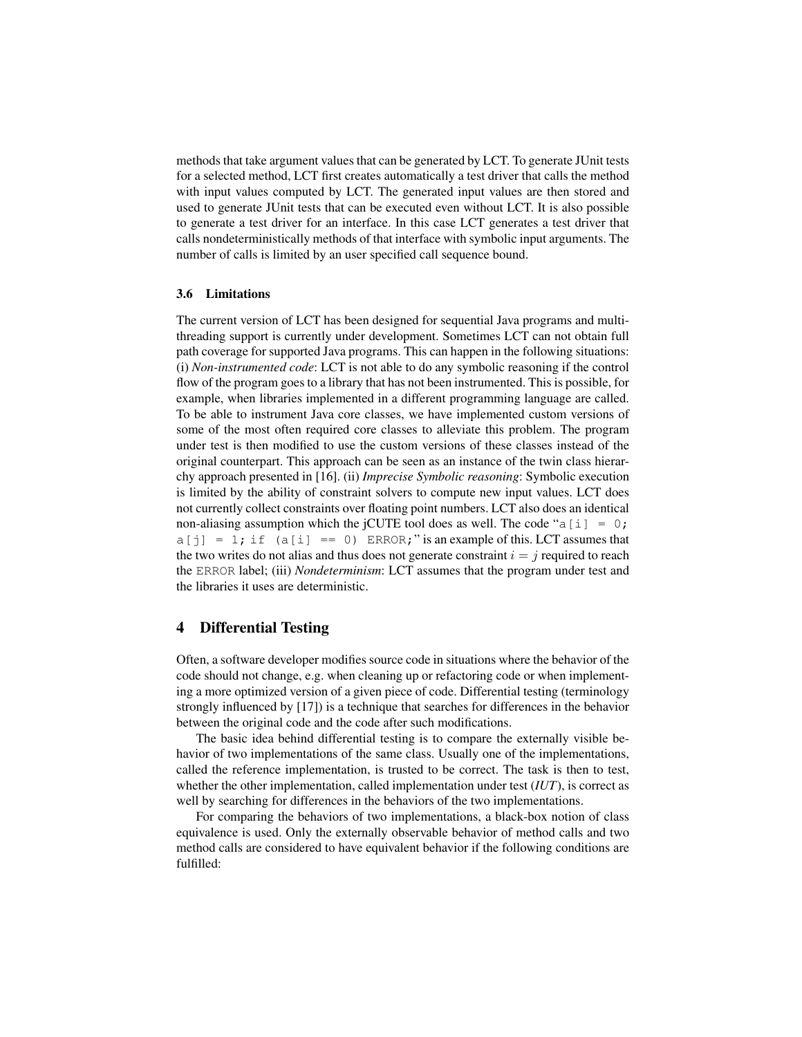methods that take argument values that can be generated by LCT. To generate JUnit tests for a selected method, LCT first creates automatically a test driver that calls the method with input values computed by LCT. The generated input values are then stored and used to generate JUnit tests that can be executed even without LCT. It is also possible to generate a test driver for an interface. In this case LCT generates a test driver that calls nondeterministically methods of that interface with symbolic input arguments. The number of calls is limited by an user specified call sequence bound.

### 3.6 Limitations

The current version of LCT has been designed for sequential Java programs and multi-threading support is currently under development. Sometimes LCT can not obtain full path coverage for supported Java programs. This can happen in the following situations: (i) *Non-instrumented code*: LCT is not able to do any symbolic reasoning if the control flow of the program goes to a library that has not been instrumented. This is possible, for example, when libraries implemented in a different programming language are called. To be able to instrument Java core classes, we have implemented custom versions of some of the most often required core classes to alleviate this problem. The program under test is then modified to use the custom versions of these classes instead of the original counterpart. This approach can be seen as an instance of the twin class hierarchy approach presented in [16]. (ii) *Imprecise Symbolic reasoning*: Symbolic execution is limited by the ability of constraint solvers to compute new input values. LCT does not currently collect constraints over floating point numbers. LCT also does an identical non-aliasing assumption which the jCUTE tool does as well. The code "`a[i] = 0; a[j] = 1; if (a[i] == 0) ERROR;`" is an example of this. LCT assumes that the two writes do not alias and thus does not generate constraint $i = j$ required to reach the `ERROR` label; (iii) *Nondeterminism*: LCT assumes that the program under test and the libraries it uses are deterministic.

## 4 Differential Testing

Often, a software developer modifies source code in situations where the behavior of the code should not change, e.g. when cleaning up or refactoring code or when implementing a more optimized version of a given piece of code. Differential testing (terminology strongly influenced by [17]) is a technique that searches for differences in the behavior between the original code and the code after such modifications.

The basic idea behind differential testing is to compare the externally visible behavior of two implementations of the same class. Usually one of the implementations, called the reference implementation, is trusted to be correct. The task is then to test, whether the other implementation, called implementation under test (*IUT*), is correct as well by searching for differences in the behaviors of the two implementations.

For comparing the behaviors of two implementations, a black-box notion of class equivalence is used. Only the externally observable behavior of method calls and two method calls are considered to have equivalent behavior if the following conditions are fulfilled: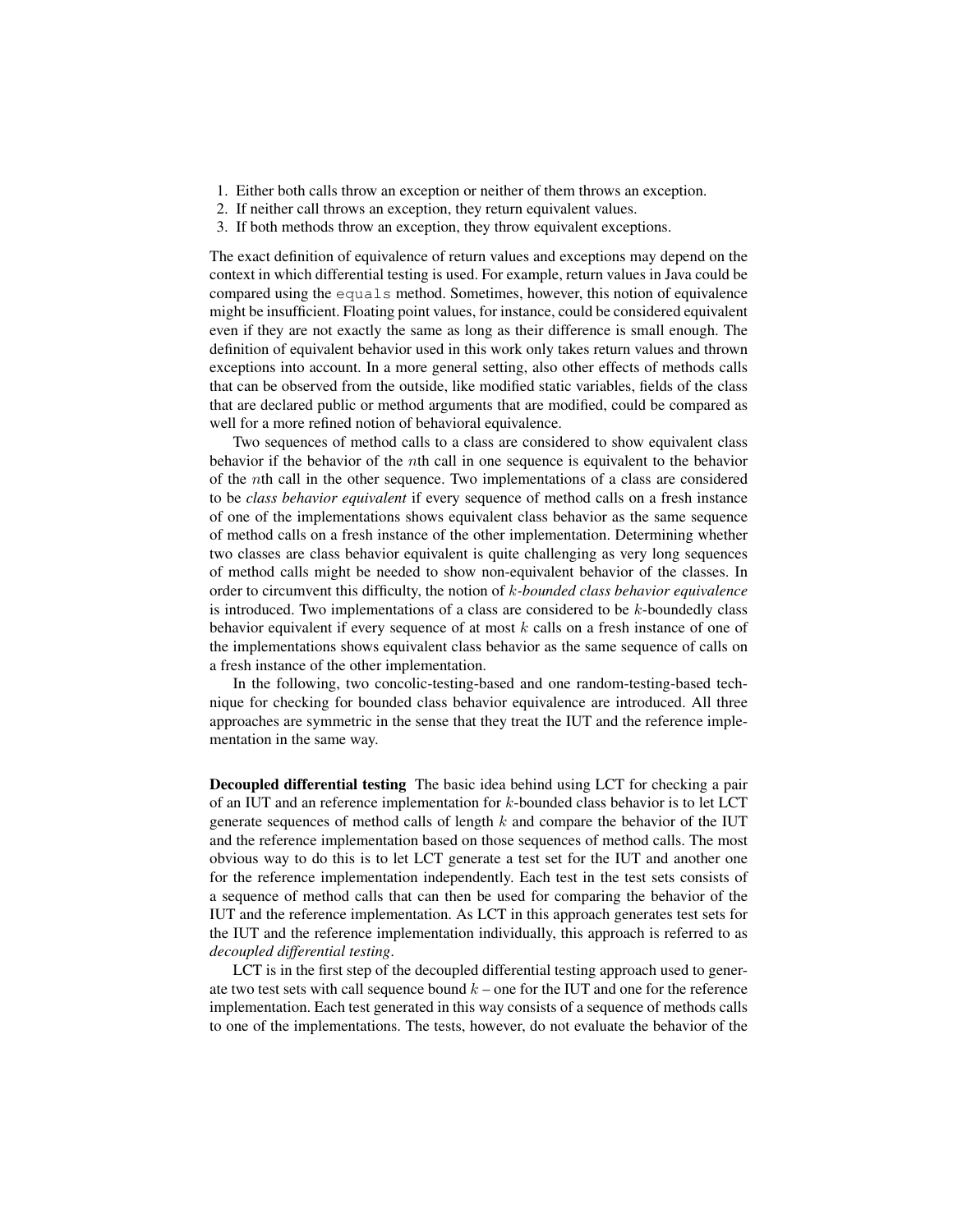1. Either both calls throw an exception or neither of them throws an exception.
2. If neither call throws an exception, they return equivalent values.
3. If both methods throw an exception, they throw equivalent exceptions.

The exact definition of equivalence of return values and exceptions may depend on the context in which differential testing is used. For example, return values in Java could be compared using the `equals` method. Sometimes, however, this notion of equivalence might be insufficient. Floating point values, for instance, could be considered equivalent even if they are not exactly the same as long as their difference is small enough. The definition of equivalent behavior used in this work only takes return values and thrown exceptions into account. In a more general setting, also other effects of methods calls that can be observed from the outside, like modified static variables, fields of the class that are declared public or method arguments that are modified, could be compared as well for a more refined notion of behavioral equivalence.

Two sequences of method calls to a class are considered to show equivalent class behavior if the behavior of the $n$th call in one sequence is equivalent to the behavior of the $n$th call in the other sequence. Two implementations of a class are considered to be *class behavior equivalent* if every sequence of method calls on a fresh instance of one of the implementations shows equivalent class behavior as the same sequence of method calls on a fresh instance of the other implementation. Determining whether two classes are class behavior equivalent is quite challenging as very long sequences of method calls might be needed to show non-equivalent behavior of the classes. In order to circumvent this difficulty, the notion of *$k$-bounded class behavior equivalence* is introduced. Two implementations of a class are considered to be $k$-boundedly class behavior equivalent if every sequence of at most $k$ calls on a fresh instance of one of the implementations shows equivalent class behavior as the same sequence of calls on a fresh instance of the other implementation.

In the following, two concolic-testing-based and one random-testing-based technique for checking for bounded class behavior equivalence are introduced. All three approaches are symmetric in the sense that they treat the IUT and the reference implementation in the same way.

**Decoupled differential testing** The basic idea behind using LCT for checking a pair of an IUT and an reference implementation for $k$-bounded class behavior is to let LCT generate sequences of method calls of length $k$ and compare the behavior of the IUT and the reference implementation based on those sequences of method calls. The most obvious way to do this is to let LCT generate a test set for the IUT and another one for the reference implementation independently. Each test in the test sets consists of a sequence of method calls that can then be used for comparing the behavior of the IUT and the reference implementation. As LCT in this approach generates test sets for the IUT and the reference implementation individually, this approach is referred to as *decoupled differential testing*.

LCT is in the first step of the decoupled differential testing approach used to generate two test sets with call sequence bound $k$ – one for the IUT and one for the reference implementation. Each test generated in this way consists of a sequence of methods calls to one of the implementations. The tests, however, do not evaluate the behavior of the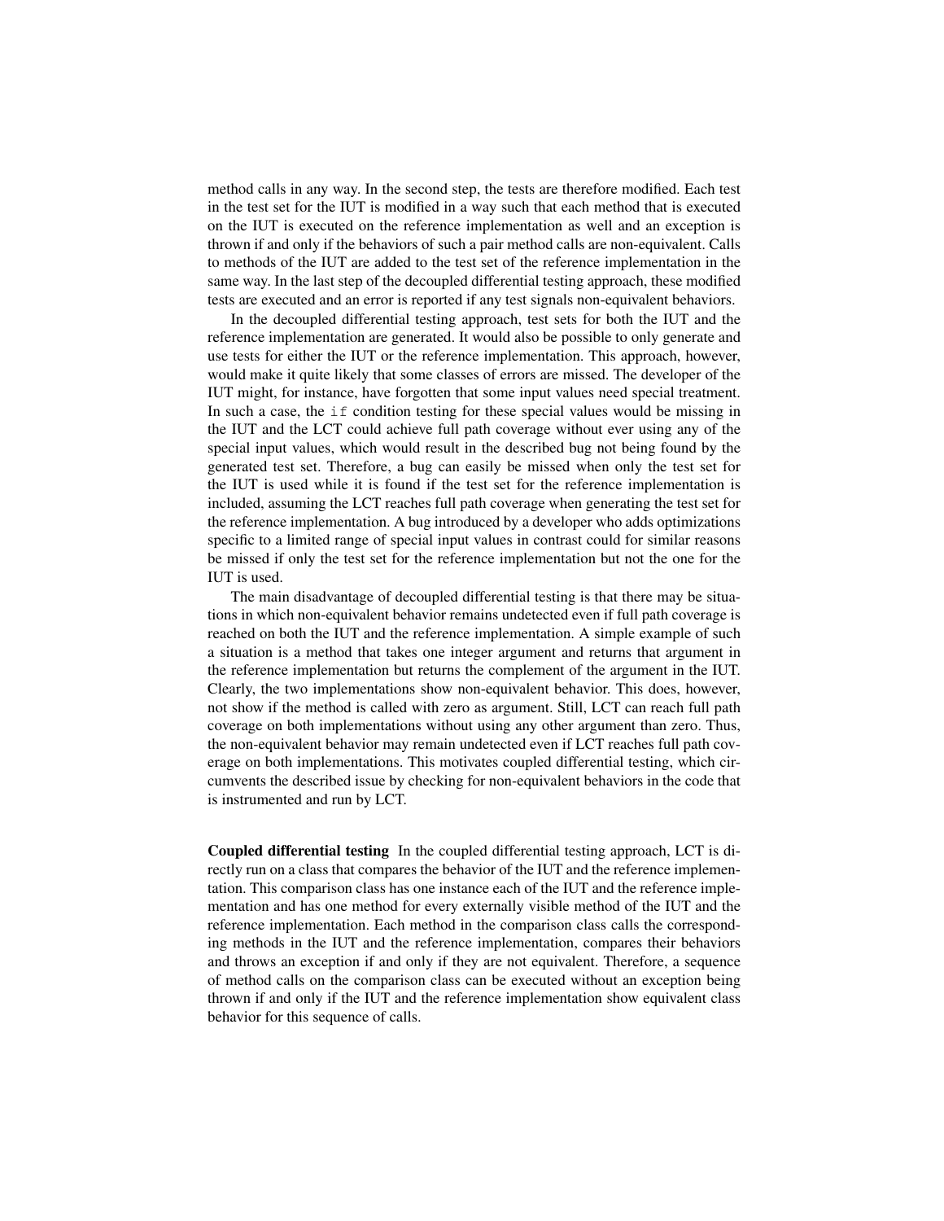method calls in any way. In the second step, the tests are therefore modified. Each test in the test set for the IUT is modified in a way such that each method that is executed on the IUT is executed on the reference implementation as well and an exception is thrown if and only if the behaviors of such a pair method calls are non-equivalent. Calls to methods of the IUT are added to the test set of the reference implementation in the same way. In the last step of the decoupled differential testing approach, these modified tests are executed and an error is reported if any test signals non-equivalent behaviors.

In the decoupled differential testing approach, test sets for both the IUT and the reference implementation are generated. It would also be possible to only generate and use tests for either the IUT or the reference implementation. This approach, however, would make it quite likely that some classes of errors are missed. The developer of the IUT might, for instance, have forgotten that some input values need special treatment. In such a case, the `if` condition testing for these special values would be missing in the IUT and the LCT could achieve full path coverage without ever using any of the special input values, which would result in the described bug not being found by the generated test set. Therefore, a bug can easily be missed when only the test set for the IUT is used while it is found if the test set for the reference implementation is included, assuming the LCT reaches full path coverage when generating the test set for the reference implementation. A bug introduced by a developer who adds optimizations specific to a limited range of special input values in contrast could for similar reasons be missed if only the test set for the reference implementation but not the one for the IUT is used.

The main disadvantage of decoupled differential testing is that there may be situations in which non-equivalent behavior remains undetected even if full path coverage is reached on both the IUT and the reference implementation. A simple example of such a situation is a method that takes one integer argument and returns that argument in the reference implementation but returns the complement of the argument in the IUT. Clearly, the two implementations show non-equivalent behavior. This does, however, not show if the method is called with zero as argument. Still, LCT can reach full path coverage on both implementations without using any other argument than zero. Thus, the non-equivalent behavior may remain undetected even if LCT reaches full path coverage on both implementations. This motivates coupled differential testing, which circumvents the described issue by checking for non-equivalent behaviors in the code that is instrumented and run by LCT.

**Coupled differential testing** In the coupled differential testing approach, LCT is directly run on a class that compares the behavior of the IUT and the reference implementation. This comparison class has one instance each of the IUT and the reference implementation and has one method for every externally visible method of the IUT and the reference implementation. Each method in the comparison class calls the corresponding methods in the IUT and the reference implementation, compares their behaviors and throws an exception if and only if they are not equivalent. Therefore, a sequence of method calls on the comparison class can be executed without an exception being thrown if and only if the IUT and the reference implementation show equivalent class behavior for this sequence of calls.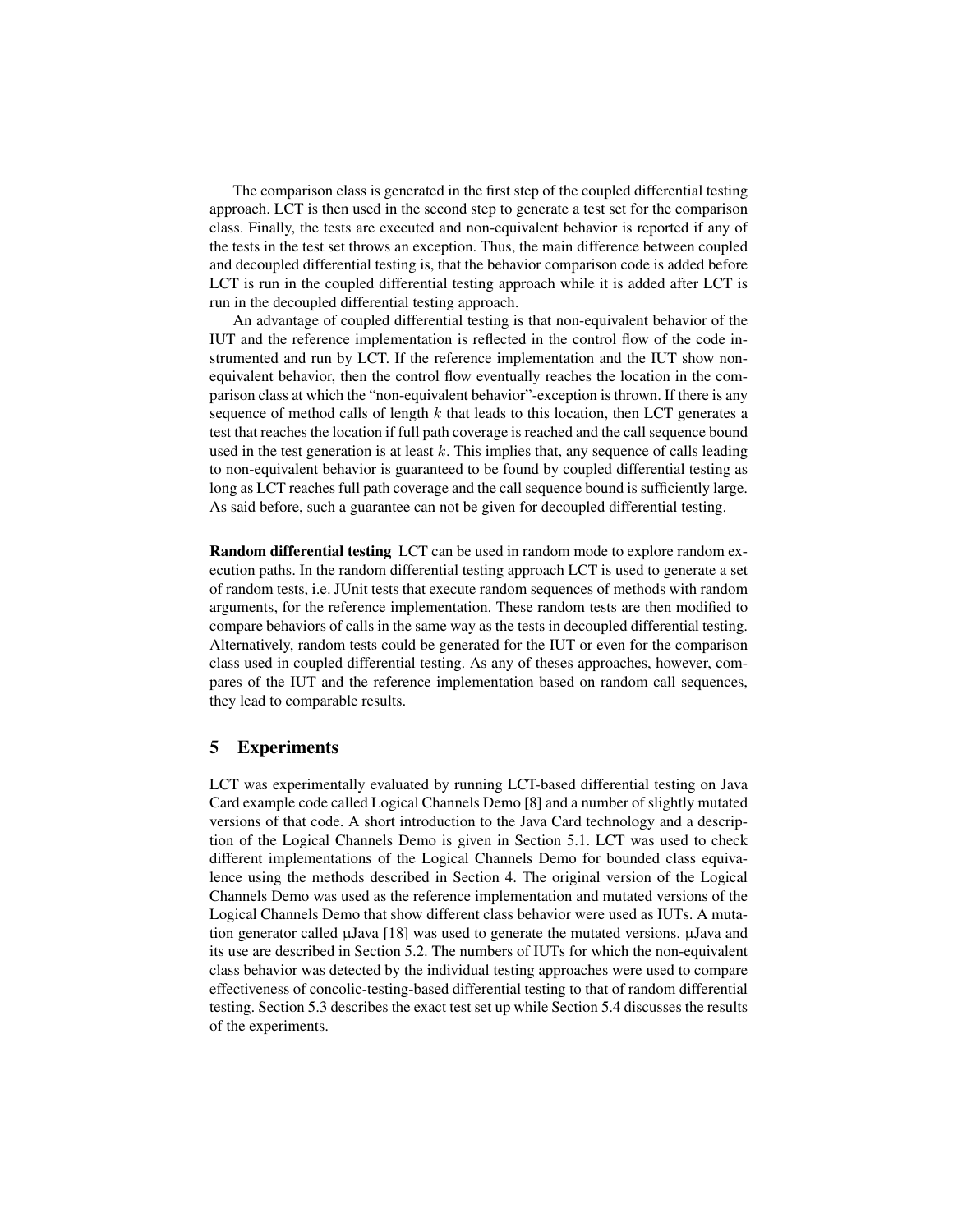The comparison class is generated in the first step of the coupled differential testing approach. LCT is then used in the second step to generate a test set for the comparison class. Finally, the tests are executed and non-equivalent behavior is reported if any of the tests in the test set throws an exception. Thus, the main difference between coupled and decoupled differential testing is, that the behavior comparison code is added before LCT is run in the coupled differential testing approach while it is added after LCT is run in the decoupled differential testing approach.

An advantage of coupled differential testing is that non-equivalent behavior of the IUT and the reference implementation is reflected in the control flow of the code instrumented and run by LCT. If the reference implementation and the IUT show non-equivalent behavior, then the control flow eventually reaches the location in the comparison class at which the "non-equivalent behavior"-exception is thrown. If there is any sequence of method calls of length $k$ that leads to this location, then LCT generates a test that reaches the location if full path coverage is reached and the call sequence bound used in the test generation is at least $k$. This implies that, any sequence of calls leading to non-equivalent behavior is guaranteed to be found by coupled differential testing as long as LCT reaches full path coverage and the call sequence bound is sufficiently large. As said before, such a guarantee can not be given for decoupled differential testing.

**Random differential testing** LCT can be used in random mode to explore random execution paths. In the random differential testing approach LCT is used to generate a set of random tests, i.e. JUnit tests that execute random sequences of methods with random arguments, for the reference implementation. These random tests are then modified to compare behaviors of calls in the same way as the tests in decoupled differential testing. Alternatively, random tests could be generated for the IUT or even for the comparison class used in coupled differential testing. As any of theses approaches, however, compares of the IUT and the reference implementation based on random call sequences, they lead to comparable results.

## 5 Experiments

LCT was experimentally evaluated by running LCT-based differential testing on Java Card example code called Logical Channels Demo [8] and a number of slightly mutated versions of that code. A short introduction to the Java Card technology and a description of the Logical Channels Demo is given in Section 5.1. LCT was used to check different implementations of the Logical Channels Demo for bounded class equivalence using the methods described in Section 4. The original version of the Logical Channels Demo was used as the reference implementation and mutated versions of the Logical Channels Demo that show different class behavior were used as IUTs. A mutation generator called µJava [18] was used to generate the mutated versions. µJava and its use are described in Section 5.2. The numbers of IUTs for which the non-equivalent class behavior was detected by the individual testing approaches were used to compare effectiveness of concolic-testing-based differential testing to that of random differential testing. Section 5.3 describes the exact test set up while Section 5.4 discusses the results of the experiments.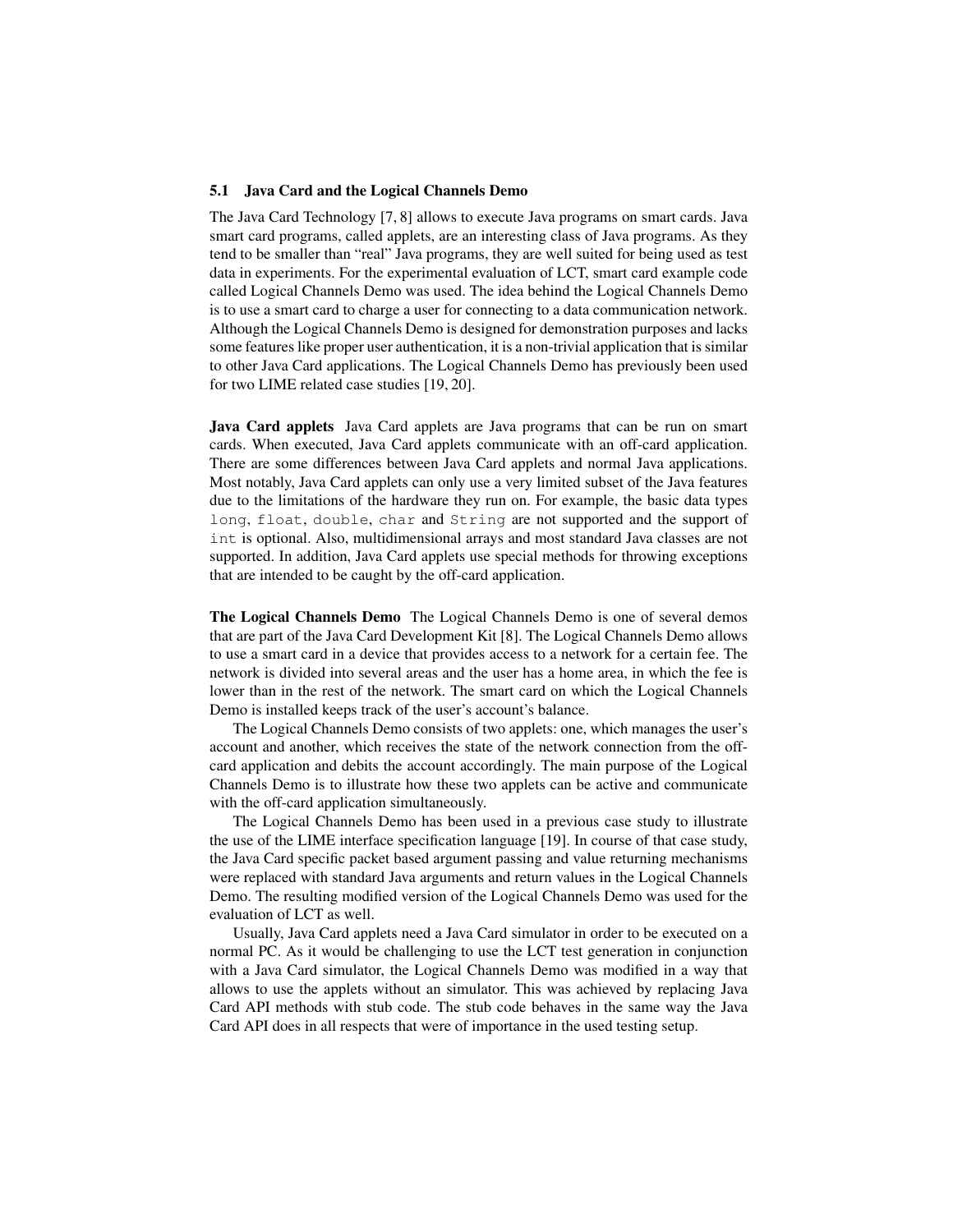### 5.1 Java Card and the Logical Channels Demo

The Java Card Technology [7, 8] allows to execute Java programs on smart cards. Java smart card programs, called applets, are an interesting class of Java programs. As they tend to be smaller than "real" Java programs, they are well suited for being used as test data in experiments. For the experimental evaluation of LCT, smart card example code called Logical Channels Demo was used. The idea behind the Logical Channels Demo is to use a smart card to charge a user for connecting to a data communication network. Although the Logical Channels Demo is designed for demonstration purposes and lacks some features like proper user authentication, it is a non-trivial application that is similar to other Java Card applications. The Logical Channels Demo has previously been used for two LIME related case studies [19, 20].

**Java Card applets** Java Card applets are Java programs that can be run on smart cards. When executed, Java Card applets communicate with an off-card application. There are some differences between Java Card applets and normal Java applications. Most notably, Java Card applets can only use a very limited subset of the Java features due to the limitations of the hardware they run on. For example, the basic data types `long`, `float`, `double`, `char` and `String` are not supported and the support of `int` is optional. Also, multidimensional arrays and most standard Java classes are not supported. In addition, Java Card applets use special methods for throwing exceptions that are intended to be caught by the off-card application.

**The Logical Channels Demo** The Logical Channels Demo is one of several demos that are part of the Java Card Development Kit [8]. The Logical Channels Demo allows to use a smart card in a device that provides access to a network for a certain fee. The network is divided into several areas and the user has a home area, in which the fee is lower than in the rest of the network. The smart card on which the Logical Channels Demo is installed keeps track of the user's account's balance.

The Logical Channels Demo consists of two applets: one, which manages the user's account and another, which receives the state of the network connection from the off-card application and debits the account accordingly. The main purpose of the Logical Channels Demo is to illustrate how these two applets can be active and communicate with the off-card application simultaneously.

The Logical Channels Demo has been used in a previous case study to illustrate the use of the LIME interface specification language [19]. In course of that case study, the Java Card specific packet based argument passing and value returning mechanisms were replaced with standard Java arguments and return values in the Logical Channels Demo. The resulting modified version of the Logical Channels Demo was used for the evaluation of LCT as well.

Usually, Java Card applets need a Java Card simulator in order to be executed on a normal PC. As it would be challenging to use the LCT test generation in conjunction with a Java Card simulator, the Logical Channels Demo was modified in a way that allows to use the applets without an simulator. This was achieved by replacing Java Card API methods with stub code. The stub code behaves in the same way the Java Card API does in all respects that were of importance in the used testing setup.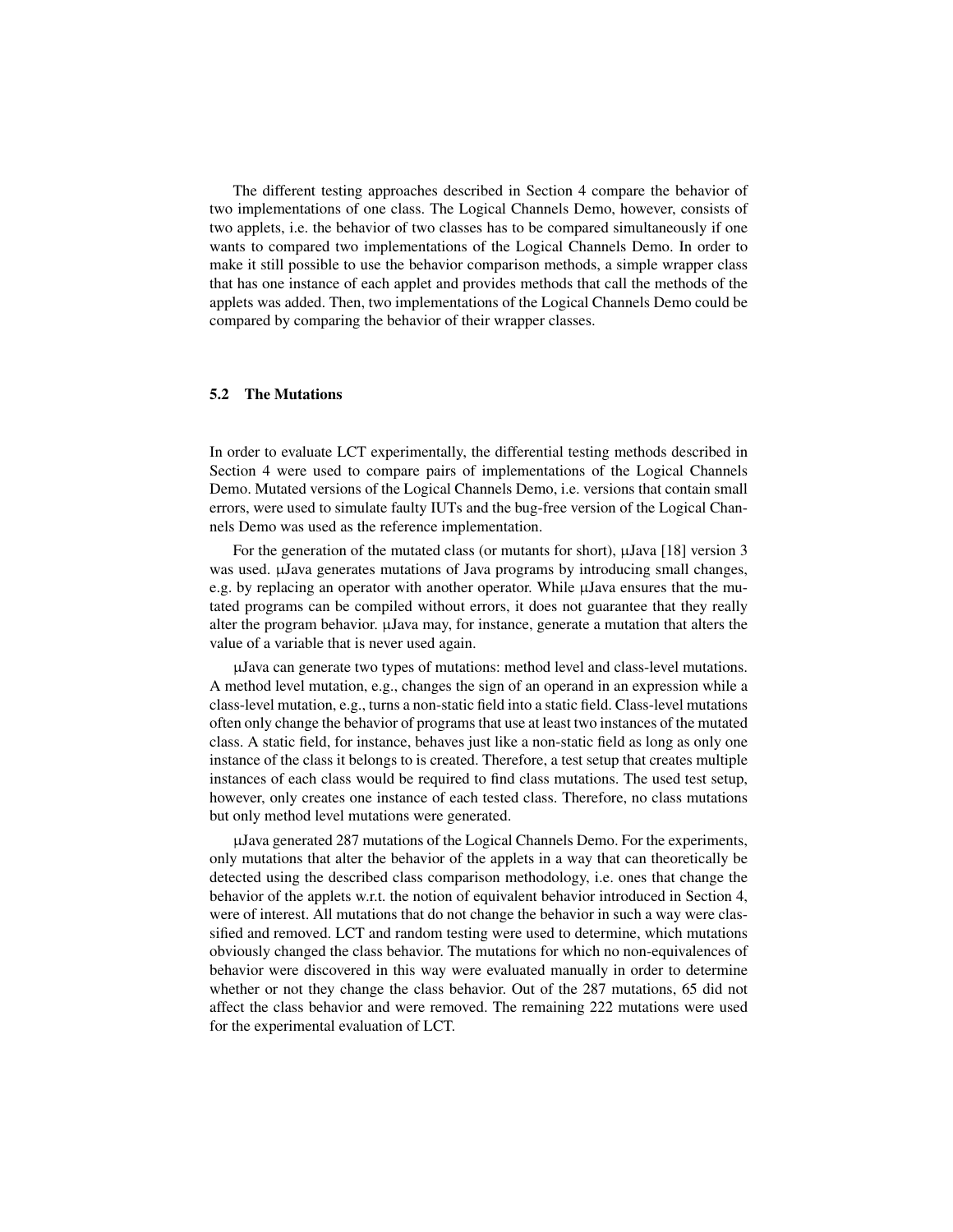The different testing approaches described in Section 4 compare the behavior of two implementations of one class. The Logical Channels Demo, however, consists of two applets, i.e. the behavior of two classes has to be compared simultaneously if one wants to compared two implementations of the Logical Channels Demo. In order to make it still possible to use the behavior comparison methods, a simple wrapper class that has one instance of each applet and provides methods that call the methods of the applets was added. Then, two implementations of the Logical Channels Demo could be compared by comparing the behavior of their wrapper classes.

### 5.2 The Mutations

In order to evaluate LCT experimentally, the differential testing methods described in Section 4 were used to compare pairs of implementations of the Logical Channels Demo. Mutated versions of the Logical Channels Demo, i.e. versions that contain small errors, were used to simulate faulty IUTs and the bug-free version of the Logical Channels Demo was used as the reference implementation.

For the generation of the mutated class (or mutants for short), μJava [18] version 3 was used. μJava generates mutations of Java programs by introducing small changes, e.g. by replacing an operator with another operator. While μJava ensures that the mutated programs can be compiled without errors, it does not guarantee that they really alter the program behavior. μJava may, for instance, generate a mutation that alters the value of a variable that is never used again.

μJava can generate two types of mutations: method level and class-level mutations. A method level mutation, e.g., changes the sign of an operand in an expression while a class-level mutation, e.g., turns a non-static field into a static field. Class-level mutations often only change the behavior of programs that use at least two instances of the mutated class. A static field, for instance, behaves just like a non-static field as long as only one instance of the class it belongs to is created. Therefore, a test setup that creates multiple instances of each class would be required to find class mutations. The used test setup, however, only creates one instance of each tested class. Therefore, no class mutations but only method level mutations were generated.

μJava generated 287 mutations of the Logical Channels Demo. For the experiments, only mutations that alter the behavior of the applets in a way that can theoretically be detected using the described class comparison methodology, i.e. ones that change the behavior of the applets w.r.t. the notion of equivalent behavior introduced in Section 4, were of interest. All mutations that do not change the behavior in such a way were classified and removed. LCT and random testing were used to determine, which mutations obviously changed the class behavior. The mutations for which no non-equivalences of behavior were discovered in this way were evaluated manually in order to determine whether or not they change the class behavior. Out of the 287 mutations, 65 did not affect the class behavior and were removed. The remaining 222 mutations were used for the experimental evaluation of LCT.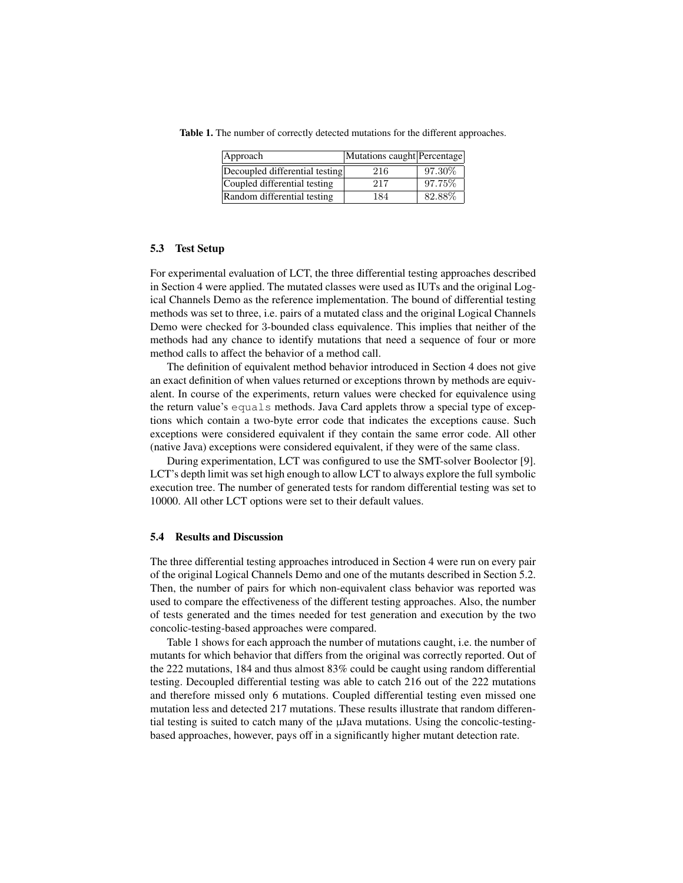**Table 1.** The number of correctly detected mutations for the different approaches.

| Approach | Mutations caught | Percentage |
|---|---|---|
| Decoupled differential testing | 216 | 97.30% |
| Coupled differential testing | 217 | 97.75% |
| Random differential testing | 184 | 82.88% |

### 5.3 Test Setup

For experimental evaluation of LCT, the three differential testing approaches described in Section 4 were applied. The mutated classes were used as IUTs and the original Logical Channels Demo as the reference implementation. The bound of differential testing methods was set to three, i.e. pairs of a mutated class and the original Logical Channels Demo were checked for 3-bounded class equivalence. This implies that neither of the methods had any chance to identify mutations that need a sequence of four or more method calls to affect the behavior of a method call.

The definition of equivalent method behavior introduced in Section 4 does not give an exact definition of when values returned or exceptions thrown by methods are equivalent. In course of the experiments, return values were checked for equivalence using the return value's `equals` methods. Java Card applets throw a special type of exceptions which contain a two-byte error code that indicates the exceptions cause. Such exceptions were considered equivalent if they contain the same error code. All other (native Java) exceptions were considered equivalent, if they were of the same class.

During experimentation, LCT was configured to use the SMT-solver Boolector [9]. LCT's depth limit was set high enough to allow LCT to always explore the full symbolic execution tree. The number of generated tests for random differential testing was set to 10000. All other LCT options were set to their default values.

### 5.4 Results and Discussion

The three differential testing approaches introduced in Section 4 were run on every pair of the original Logical Channels Demo and one of the mutants described in Section 5.2. Then, the number of pairs for which non-equivalent class behavior was reported was used to compare the effectiveness of the different testing approaches. Also, the number of tests generated and the times needed for test generation and execution by the two concolic-testing-based approaches were compared.

Table 1 shows for each approach the number of mutations caught, i.e. the number of mutants for which behavior that differs from the original was correctly reported. Out of the 222 mutations, 184 and thus almost 83% could be caught using random differential testing. Decoupled differential testing was able to catch 216 out of the 222 mutations and therefore missed only 6 mutations. Coupled differential testing even missed one mutation less and detected 217 mutations. These results illustrate that random differential testing is suited to catch many of the µJava mutations. Using the concolic-testing-based approaches, however, pays off in a significantly higher mutant detection rate.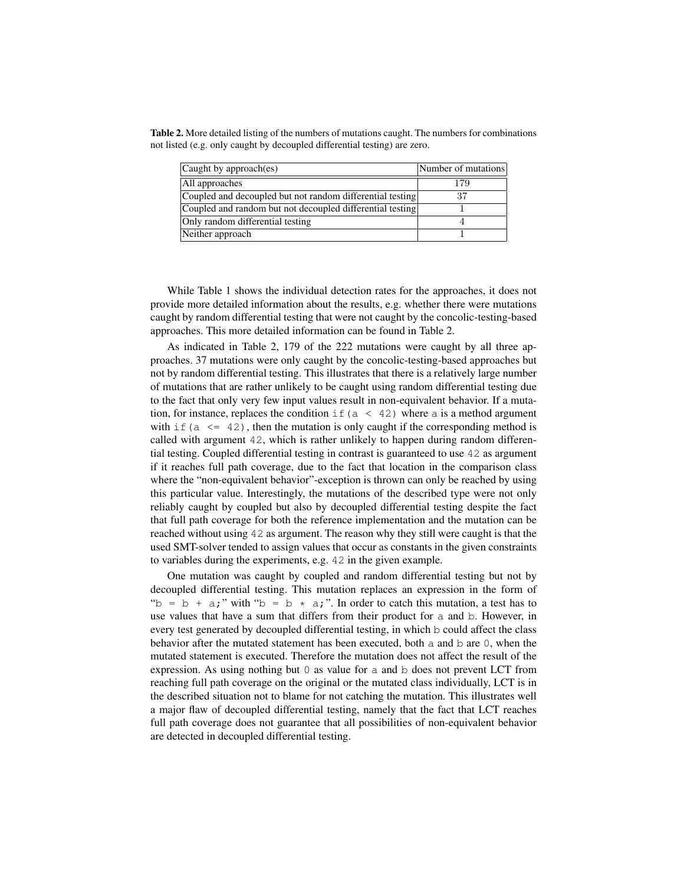**Table 2.** More detailed listing of the numbers of mutations caught. The numbers for combinations not listed (e.g. only caught by decoupled differential testing) are zero.

| Caught by approach(es) | Number of mutations |
| --- | --- |
| All approaches | 179 |
| Coupled and decoupled but not random differential testing | 37 |
| Coupled and random but not decoupled differential testing | 1 |
| Only random differential testing | 4 |
| Neither approach | 1 |

While Table 1 shows the individual detection rates for the approaches, it does not provide more detailed information about the results, e.g. whether there were mutations caught by random differential testing that were not caught by the concolic-testing-based approaches. This more detailed information can be found in Table 2.

As indicated in Table 2, 179 of the 222 mutations were caught by all three approaches. 37 mutations were only caught by the concolic-testing-based approaches but not by random differential testing. This illustrates that there is a relatively large number of mutations that are rather unlikely to be caught using random differential testing due to the fact that only very few input values result in non-equivalent behavior. If a mutation, for instance, replaces the condition `if(a < 42)` where `a` is a method argument with `if(a <= 42)`, then the mutation is only caught if the corresponding method is called with argument `42`, which is rather unlikely to happen during random differential testing. Coupled differential testing in contrast is guaranteed to use `42` as argument if it reaches full path coverage, due to the fact that location in the comparison class where the "non-equivalent behavior"-exception is thrown can only be reached by using this particular value. Interestingly, the mutations of the described type were not only reliably caught by coupled but also by decoupled differential testing despite the fact that full path coverage for both the reference implementation and the mutation can be reached without using `42` as argument. The reason why they still were caught is that the used SMT-solver tended to assign values that occur as constants in the given constraints to variables during the experiments, e.g. `42` in the given example.

One mutation was caught by coupled and random differential testing but not by decoupled differential testing. This mutation replaces an expression in the form of "`b = b + a;`" with "`b = b * a;`". In order to catch this mutation, a test has to use values that have a sum that differs from their product for `a` and `b`. However, in every test generated by decoupled differential testing, in which `b` could affect the class behavior after the mutated statement has been executed, both `a` and `b` are `0`, when the mutated statement is executed. Therefore the mutation does not affect the result of the expression. As using nothing but `0` as value for `a` and `b` does not prevent LCT from reaching full path coverage on the original or the mutated class individually, LCT is in the described situation not to blame for not catching the mutation. This illustrates well a major flaw of decoupled differential testing, namely that the fact that LCT reaches full path coverage does not guarantee that all possibilities of non-equivalent behavior are detected in decoupled differential testing.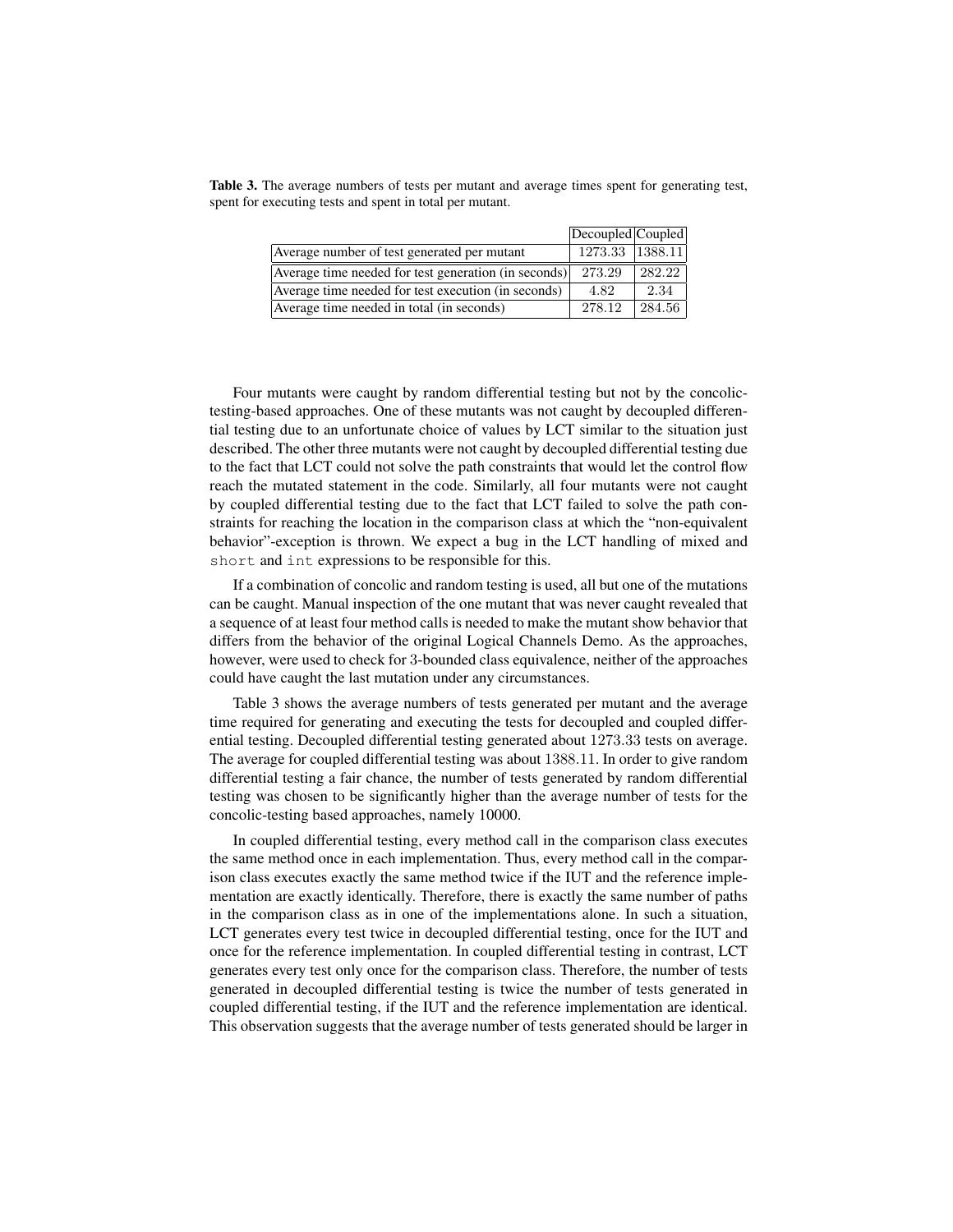**Table 3.** The average numbers of tests per mutant and average times spent for generating test, spent for executing tests and spent in total per mutant.

| | Decoupled | Coupled |
|---|---|---|
| Average number of test generated per mutant | 1273.33 | 1388.11 |
| Average time needed for test generation (in seconds) | 273.29 | 282.22 |
| Average time needed for test execution (in seconds) | 4.82 | 2.34 |
| Average time needed in total (in seconds) | 278.12 | 284.56 |

Four mutants were caught by random differential testing but not by the concolic-testing-based approaches. One of these mutants was not caught by decoupled differential testing due to an unfortunate choice of values by LCT similar to the situation just described. The other three mutants were not caught by decoupled differential testing due to the fact that LCT could not solve the path constraints that would let the control flow reach the mutated statement in the code. Similarly, all four mutants were not caught by coupled differential testing due to the fact that LCT failed to solve the path constraints for reaching the location in the comparison class at which the "non-equivalent behavior"-exception is thrown. We expect a bug in the LCT handling of mixed and `short` and `int` expressions to be responsible for this.

If a combination of concolic and random testing is used, all but one of the mutations can be caught. Manual inspection of the one mutant that was never caught revealed that a sequence of at least four method calls is needed to make the mutant show behavior that differs from the behavior of the original Logical Channels Demo. As the approaches, however, were used to check for 3-bounded class equivalence, neither of the approaches could have caught the last mutation under any circumstances.

Table 3 shows the average numbers of tests generated per mutant and the average time required for generating and executing the tests for decoupled and coupled differential testing. Decoupled differential testing generated about 1273.33 tests on average. The average for coupled differential testing was about 1388.11. In order to give random differential testing a fair chance, the number of tests generated by random differential testing was chosen to be significantly higher than the average number of tests for the concolic-testing based approaches, namely 10000.

In coupled differential testing, every method call in the comparison class executes the same method once in each implementation. Thus, every method call in the comparison class executes exactly the same method twice if the IUT and the reference implementation are exactly identically. Therefore, there is exactly the same number of paths in the comparison class as in one of the implementations alone. In such a situation, LCT generates every test twice in decoupled differential testing, once for the IUT and once for the reference implementation. In coupled differential testing in contrast, LCT generates every test only once for the comparison class. Therefore, the number of tests generated in decoupled differential testing is twice the number of tests generated in coupled differential testing, if the IUT and the reference implementation are identical. This observation suggests that the average number of tests generated should be larger in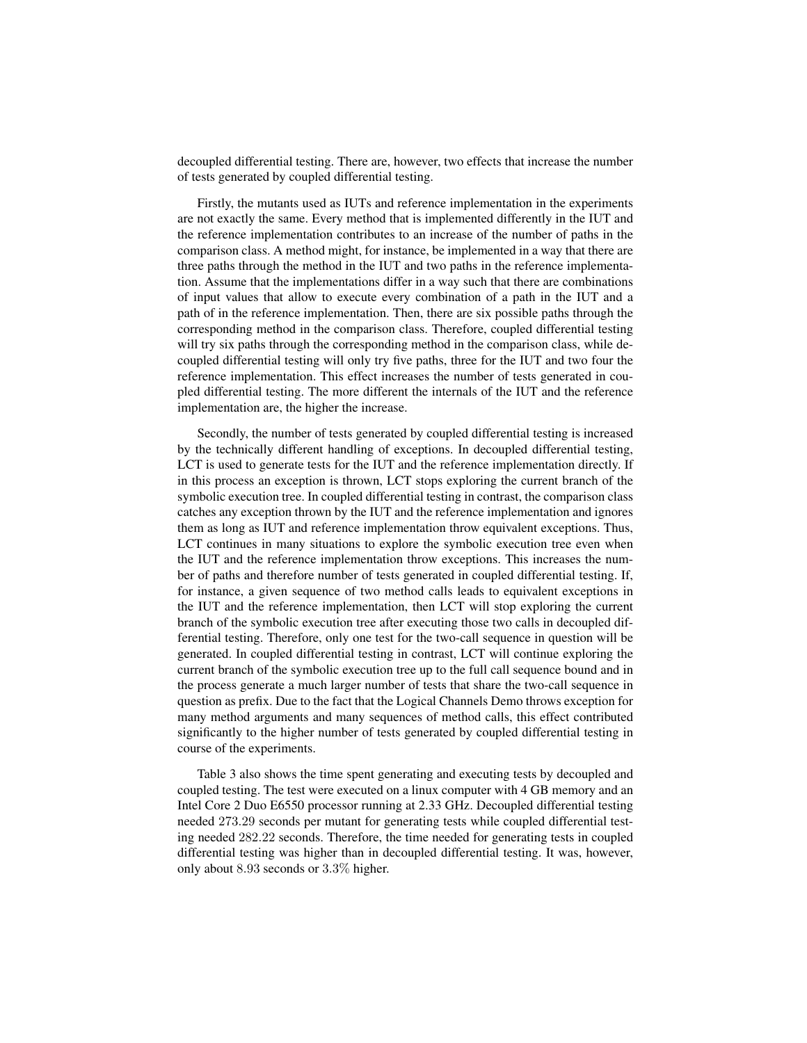decoupled differential testing. There are, however, two effects that increase the number of tests generated by coupled differential testing.

Firstly, the mutants used as IUTs and reference implementation in the experiments are not exactly the same. Every method that is implemented differently in the IUT and the reference implementation contributes to an increase of the number of paths in the comparison class. A method might, for instance, be implemented in a way that there are three paths through the method in the IUT and two paths in the reference implementation. Assume that the implementations differ in a way such that there are combinations of input values that allow to execute every combination of a path in the IUT and a path of in the reference implementation. Then, there are six possible paths through the corresponding method in the comparison class. Therefore, coupled differential testing will try six paths through the corresponding method in the comparison class, while decoupled differential testing will only try five paths, three for the IUT and two four the reference implementation. This effect increases the number of tests generated in coupled differential testing. The more different the internals of the IUT and the reference implementation are, the higher the increase.

Secondly, the number of tests generated by coupled differential testing is increased by the technically different handling of exceptions. In decoupled differential testing, LCT is used to generate tests for the IUT and the reference implementation directly. If in this process an exception is thrown, LCT stops exploring the current branch of the symbolic execution tree. In coupled differential testing in contrast, the comparison class catches any exception thrown by the IUT and the reference implementation and ignores them as long as IUT and reference implementation throw equivalent exceptions. Thus, LCT continues in many situations to explore the symbolic execution tree even when the IUT and the reference implementation throw exceptions. This increases the number of paths and therefore number of tests generated in coupled differential testing. If, for instance, a given sequence of two method calls leads to equivalent exceptions in the IUT and the reference implementation, then LCT will stop exploring the current branch of the symbolic execution tree after executing those two calls in decoupled differential testing. Therefore, only one test for the two-call sequence in question will be generated. In coupled differential testing in contrast, LCT will continue exploring the current branch of the symbolic execution tree up to the full call sequence bound and in the process generate a much larger number of tests that share the two-call sequence in question as prefix. Due to the fact that the Logical Channels Demo throws exception for many method arguments and many sequences of method calls, this effect contributed significantly to the higher number of tests generated by coupled differential testing in course of the experiments.

Table 3 also shows the time spent generating and executing tests by decoupled and coupled testing. The test were executed on a linux computer with 4 GB memory and an Intel Core 2 Duo E6550 processor running at 2.33 GHz. Decoupled differential testing needed $273.29$ seconds per mutant for generating tests while coupled differential testing needed $282.22$ seconds. Therefore, the time needed for generating tests in coupled differential testing was higher than in decoupled differential testing. It was, however, only about $8.93$ seconds or $3.3\%$ higher.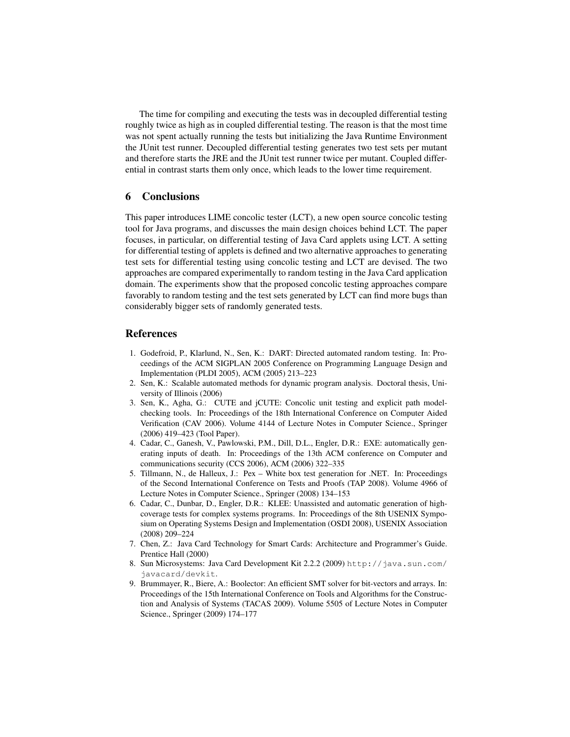The time for compiling and executing the tests was in decoupled differential testing roughly twice as high as in coupled differential testing. The reason is that the most time was not spent actually running the tests but initializing the Java Runtime Environment the JUnit test runner. Decoupled differential testing generates two test sets per mutant and therefore starts the JRE and the JUnit test runner twice per mutant. Coupled differential in contrast starts them only once, which leads to the lower time requirement.

## 6 Conclusions

This paper introduces LIME concolic tester (LCT), a new open source concolic testing tool for Java programs, and discusses the main design choices behind LCT. The paper focuses, in particular, on differential testing of Java Card applets using LCT. A setting for differential testing of applets is defined and two alternative approaches to generating test sets for differential testing using concolic testing and LCT are devised. The two approaches are compared experimentally to random testing in the Java Card application domain. The experiments show that the proposed concolic testing approaches compare favorably to random testing and the test sets generated by LCT can find more bugs than considerably bigger sets of randomly generated tests.

## References

1. Godefroid, P., Klarlund, N., Sen, K.: DART: Directed automated random testing. In: Proceedings of the ACM SIGPLAN 2005 Conference on Programming Language Design and Implementation (PLDI 2005), ACM (2005) 213–223
2. Sen, K.: Scalable automated methods for dynamic program analysis. Doctoral thesis, University of Illinois (2006)
3. Sen, K., Agha, G.: CUTE and jCUTE: Concolic unit testing and explicit path model-checking tools. In: Proceedings of the 18th International Conference on Computer Aided Verification (CAV 2006). Volume 4144 of Lecture Notes in Computer Science., Springer (2006) 419–423 (Tool Paper).
4. Cadar, C., Ganesh, V., Pawlowski, P.M., Dill, D.L., Engler, D.R.: EXE: automatically generating inputs of death. In: Proceedings of the 13th ACM conference on Computer and communications security (CCS 2006), ACM (2006) 322–335
5. Tillmann, N., de Halleux, J.: Pex – White box test generation for .NET. In: Proceedings of the Second International Conference on Tests and Proofs (TAP 2008). Volume 4966 of Lecture Notes in Computer Science., Springer (2008) 134–153
6. Cadar, C., Dunbar, D., Engler, D.R.: KLEE: Unassisted and automatic generation of high-coverage tests for complex systems programs. In: Proceedings of the 8th USENIX Symposium on Operating Systems Design and Implementation (OSDI 2008), USENIX Association (2008) 209–224
7. Chen, Z.: Java Card Technology for Smart Cards: Architecture and Programmer's Guide. Prentice Hall (2000)
8. Sun Microsystems: Java Card Development Kit 2.2.2 (2009) `http://java.sun.com/javacard/devkit`.
9. Brummayer, R., Biere, A.: Boolector: An efficient SMT solver for bit-vectors and arrays. In: Proceedings of the 15th International Conference on Tools and Algorithms for the Construction and Analysis of Systems (TACAS 2009). Volume 5505 of Lecture Notes in Computer Science., Springer (2009) 174–177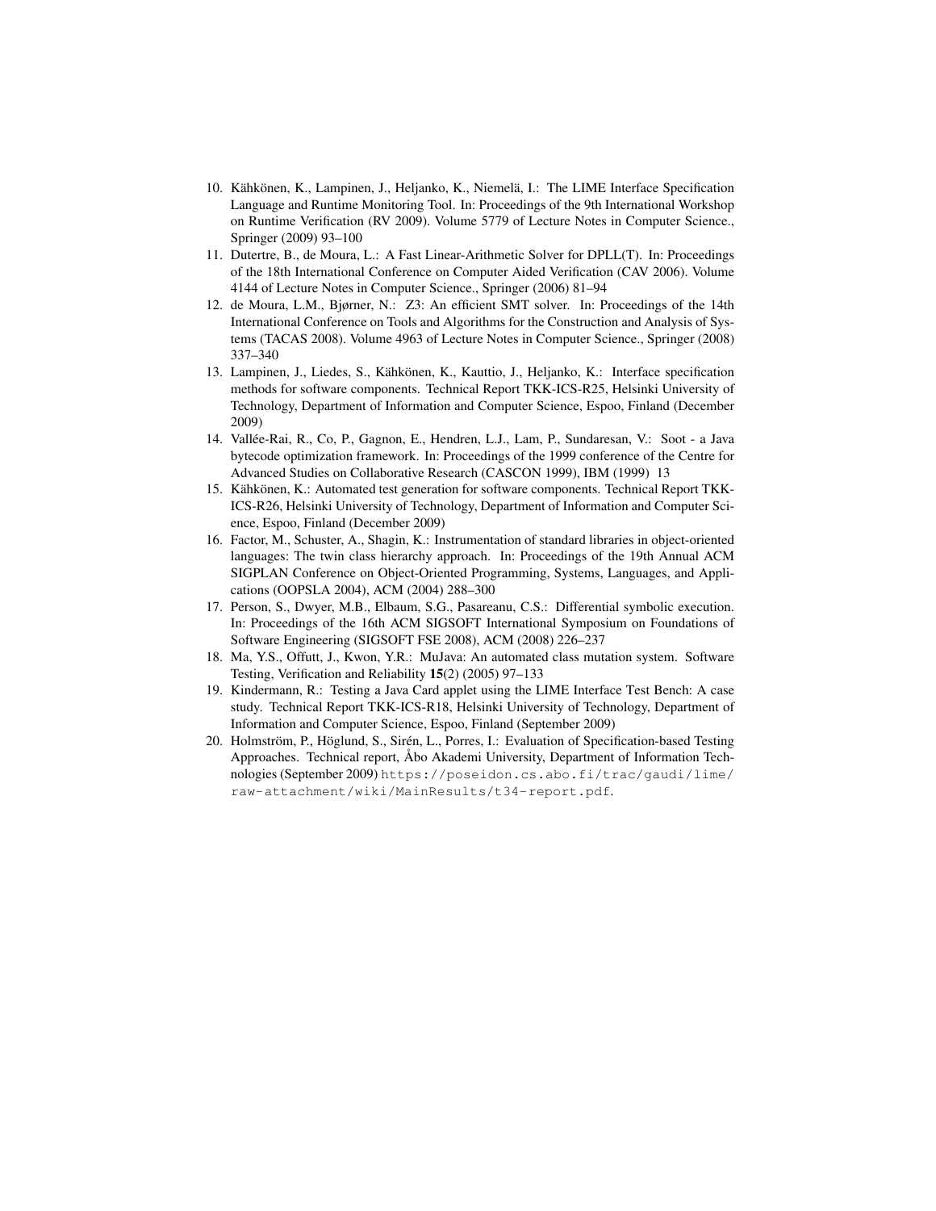10. Kähkönen, K., Lampinen, J., Heljanko, K., Niemelä, I.: The LIME Interface Specification Language and Runtime Monitoring Tool. In: Proceedings of the 9th International Workshop on Runtime Verification (RV 2009). Volume 5779 of Lecture Notes in Computer Science., Springer (2009) 93–100
11. Dutertre, B., de Moura, L.: A Fast Linear-Arithmetic Solver for DPLL(T). In: Proceedings of the 18th International Conference on Computer Aided Verification (CAV 2006). Volume 4144 of Lecture Notes in Computer Science., Springer (2006) 81–94
12. de Moura, L.M., Bjørner, N.: Z3: An efficient SMT solver. In: Proceedings of the 14th International Conference on Tools and Algorithms for the Construction and Analysis of Systems (TACAS 2008). Volume 4963 of Lecture Notes in Computer Science., Springer (2008) 337–340
13. Lampinen, J., Liedes, S., Kähkönen, K., Kauttio, J., Heljanko, K.: Interface specification methods for software components. Technical Report TKK-ICS-R25, Helsinki University of Technology, Department of Information and Computer Science, Espoo, Finland (December 2009)
14. Vallée-Rai, R., Co, P., Gagnon, E., Hendren, L.J., Lam, P., Sundaresan, V.: Soot - a Java bytecode optimization framework. In: Proceedings of the 1999 conference of the Centre for Advanced Studies on Collaborative Research (CASCON 1999), IBM (1999) 13
15. Kähkönen, K.: Automated test generation for software components. Technical Report TKK-ICS-R26, Helsinki University of Technology, Department of Information and Computer Science, Espoo, Finland (December 2009)
16. Factor, M., Schuster, A., Shagin, K.: Instrumentation of standard libraries in object-oriented languages: The twin class hierarchy approach. In: Proceedings of the 19th Annual ACM SIGPLAN Conference on Object-Oriented Programming, Systems, Languages, and Applications (OOPSLA 2004), ACM (2004) 288–300
17. Person, S., Dwyer, M.B., Elbaum, S.G., Pasareanu, C.S.: Differential symbolic execution. In: Proceedings of the 16th ACM SIGSOFT International Symposium on Foundations of Software Engineering (SIGSOFT FSE 2008), ACM (2008) 226–237
18. Ma, Y.S., Offutt, J., Kwon, Y.R.: MuJava: An automated class mutation system. Software Testing, Verification and Reliability **15**(2) (2005) 97–133
19. Kindermann, R.: Testing a Java Card applet using the LIME Interface Test Bench: A case study. Technical Report TKK-ICS-R18, Helsinki University of Technology, Department of Information and Computer Science, Espoo, Finland (September 2009)
20. Holmström, P., Höglund, S., Sirén, L., Porres, I.: Evaluation of Specification-based Testing Approaches. Technical report, Åbo Akademi University, Department of Information Technologies (September 2009) `https://poseidon.cs.abo.fi/trac/gaudi/lime/raw-attachment/wiki/MainResults/t34-report.pdf`.